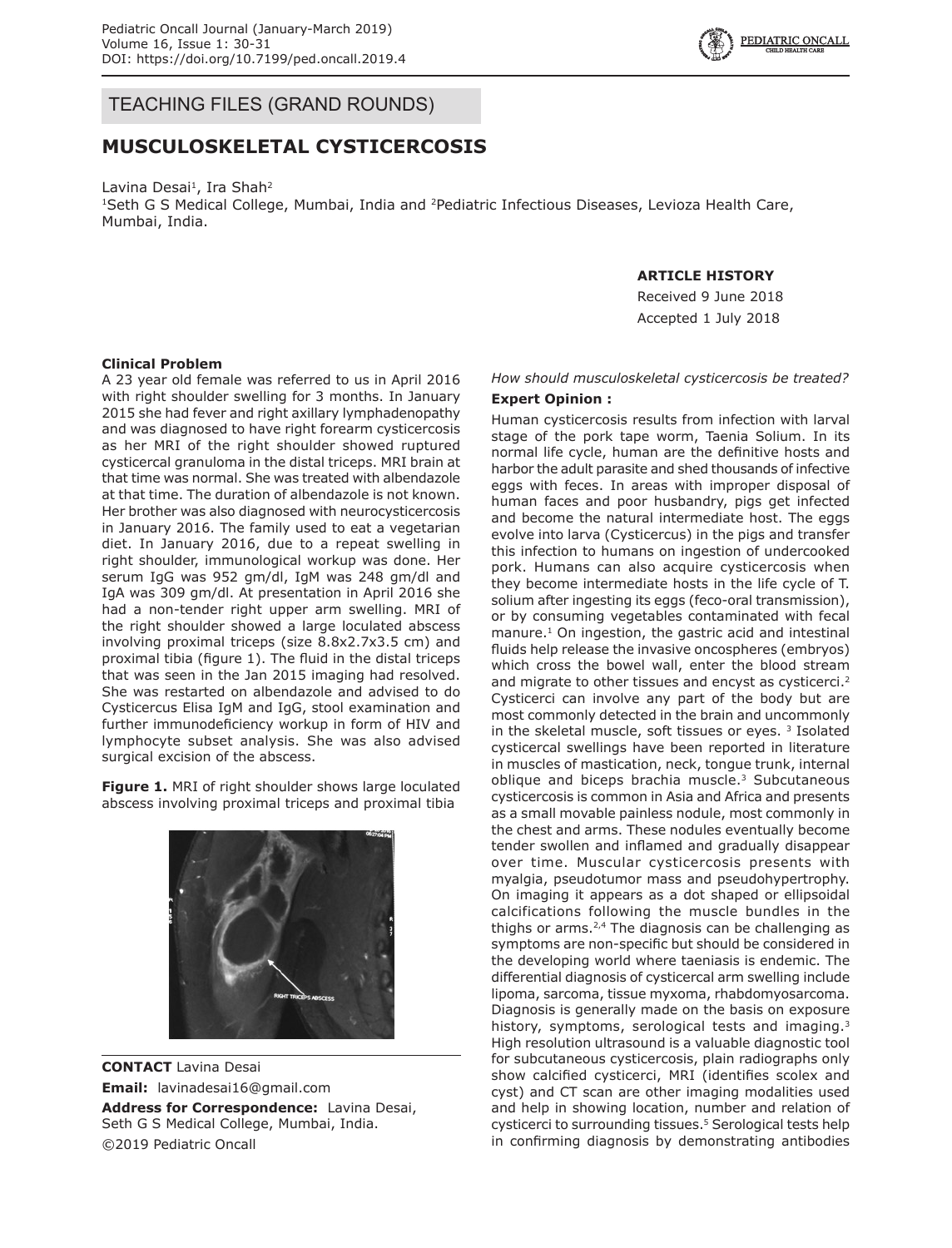TEACHING FILES (GRAND ROUNDS)

# MUSCULOSKELETAL CYSTICERCOSIS

Lavina Desai[1], Ira Shah[2]

[1]Seth G S Medical College, Mumbai, India and [2]Pediatric Infectious Diseases, Levioza Health Care, Mumbai, India.

**ARTICLE HISTORY**

Received 9 June 2018

Accepted 1 July 2018

**Clinical Problem**

A 23 year old female was referred to us in April 2016 with right shoulder swelling for 3 months. In January 2015 she had fever and right axillary lymphadenopathy and was diagnosed to have right forearm cysticercosis as her MRI of the right shoulder showed ruptured cysticercal granuloma in the distal triceps. MRI brain at that time was normal. She was treated with albendazole at that time. The duration of albendazole is not known. Her brother was also diagnosed with neurocysticercosis in January 2016. The family used to eat a vegetarian diet. In January 2016, due to a repeat swelling in right shoulder, immunological workup was done. Her serum IgG was 952 gm/dl, IgM was 248 gm/dl and IgA was 309 gm/dl. At presentation in April 2016 she had a non-tender right upper arm swelling. MRI of the right shoulder showed a large loculated abscess involving proximal triceps (size 8.8x2.7x3.5 cm) and proximal tibia (figure 1). The fluid in the distal triceps that was seen in the Jan 2015 imaging had resolved. She was restarted on albendazole and advised to do Cysticercus Elisa IgM and IgG, stool examination and further immunodeficiency workup in form of HIV and lymphocyte subset analysis. She was also advised surgical excision of the abscess.

**Figure 1.** MRI of right shoulder shows large loculated abscess involving proximal triceps and proximal tibia

**CONTACT** Lavina Desai

**Email:** lavinadesai16@gmail.com

**Address for Correspondence:** Lavina Desai, Seth G S Medical College, Mumbai, India.

©2019 Pediatric Oncall

*How should musculoskeletal cysticercosis be treated?*

**Expert Opinion :**

Human cysticercosis results from infection with larval stage of the pork tape worm, Taenia Solium. In its normal life cycle, human are the definitive hosts and harbor the adult parasite and shed thousands of infective eggs with feces. In areas with improper disposal of human faces and poor husbandry, pigs get infected and become the natural intermediate host. The eggs evolve into larva (Cysticercus) in the pigs and transfer this infection to humans on ingestion of undercooked pork. Humans can also acquire cysticercosis when they become intermediate hosts in the life cycle of T. solium after ingesting its eggs (feco-oral transmission), or by consuming vegetables contaminated with fecal manure.[1] On ingestion, the gastric acid and intestinal fluids help release the invasive oncospheres (embryos) which cross the bowel wall, enter the blood stream and migrate to other tissues and encyst as cysticerci.[2] Cysticerci can involve any part of the body but are most commonly detected in the brain and uncommonly in the skeletal muscle, soft tissues or eyes. [3] Isolated cysticercal swellings have been reported in literature in muscles of mastication, neck, tongue trunk, internal oblique and biceps brachia muscle.[3] Subcutaneous cysticercosis is common in Asia and Africa and presents as a small movable painless nodule, most commonly in the chest and arms. These nodules eventually become tender swollen and inflamed and gradually disappear over time. Muscular cysticercosis presents with myalgia, pseudotumor mass and pseudohypertrophy. On imaging it appears as a dot shaped or ellipsoidal calcifications following the muscle bundles in the thighs or arms.[2,4] The diagnosis can be challenging as symptoms are non-specific but should be considered in the developing world where taeniasis is endemic. The differential diagnosis of cysticercal arm swelling include lipoma, sarcoma, tissue myxoma, rhabdomyosarcoma. Diagnosis is generally made on the basis on exposure history, symptoms, serological tests and imaging.[3] High resolution ultrasound is a valuable diagnostic tool for subcutaneous cysticercosis, plain radiographs only show calcified cysticerci, MRI (identifies scolex and cyst) and CT scan are other imaging modalities used and help in showing location, number and relation of cysticerci to surrounding tissues.[5] Serological tests help in confirming diagnosis by demonstrating antibodies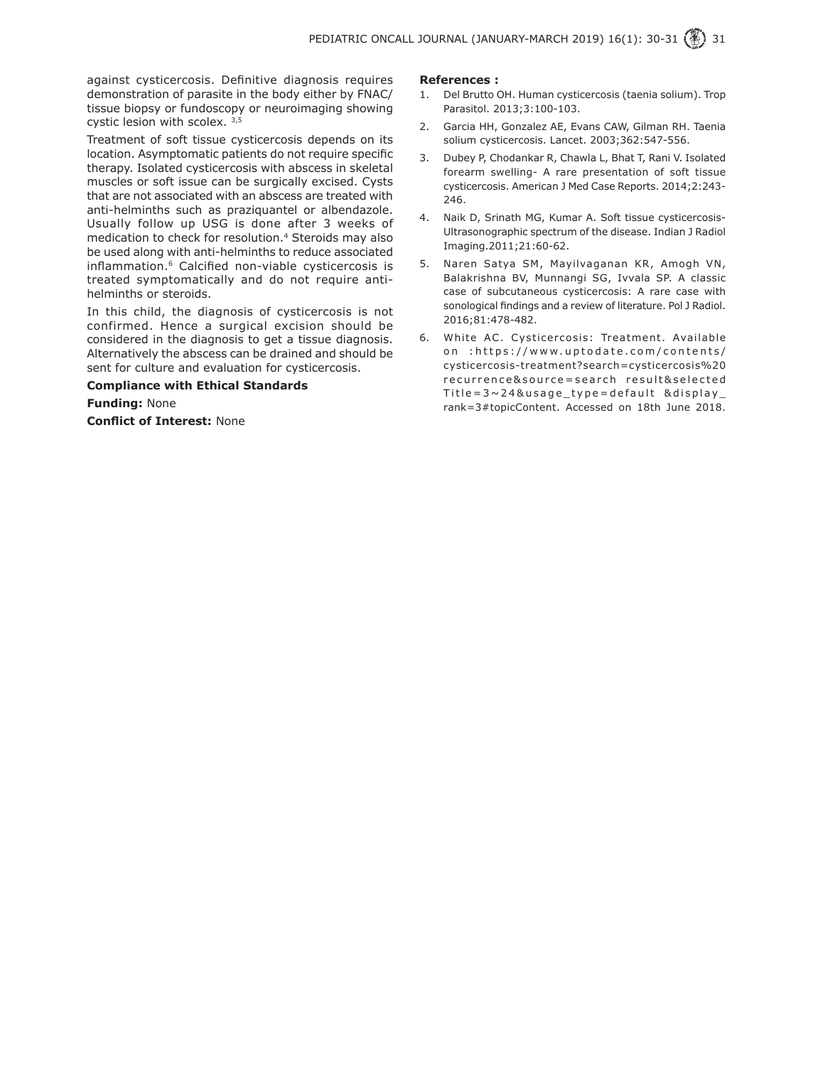against cysticercosis. Definitive diagnosis requires demonstration of parasite in the body either by FNAC/ tissue biopsy or fundoscopy or neuroimaging showing cystic lesion with scolex. [3,5]

Treatment of soft tissue cysticercosis depends on its location. Asymptomatic patients do not require specific therapy. Isolated cysticercosis with abscess in skeletal muscles or soft issue can be surgically excised. Cysts that are not associated with an abscess are treated with anti-helminths such as praziquantel or albendazole. Usually follow up USG is done after 3 weeks of medication to check for resolution.[4] Steroids may also be used along with anti-helminths to reduce associated inflammation.[6] Calcified non-viable cysticercosis is treated symptomatically and do not require anti-helminths or steroids.

In this child, the diagnosis of cysticercosis is not confirmed. Hence a surgical excision should be considered in the diagnosis to get a tissue diagnosis. Alternatively the abscess can be drained and should be sent for culture and evaluation for cysticercosis.

**Compliance with Ethical Standards**

**Funding:** None

**Conflict of Interest:** None

**References :**

1. Del Brutto OH. Human cysticercosis (taenia solium). Trop Parasitol. 2013;3:100-103.
2. Garcia HH, Gonzalez AE, Evans CAW, Gilman RH. Taenia solium cysticercosis. Lancet. 2003;362:547-556.
3. Dubey P, Chodankar R, Chawla L, Bhat T, Rani V. Isolated forearm swelling- A rare presentation of soft tissue cysticercosis. American J Med Case Reports. 2014;2:243-246.
4. Naik D, Srinath MG, Kumar A. Soft tissue cysticercosis-Ultrasonographic spectrum of the disease. Indian J Radiol Imaging.2011;21:60-62.
5. Naren Satya SM, Mayilvaganan KR, Amogh VN, Balakrishna BV, Munnangi SG, Ivvala SP. A classic case of subcutaneous cysticercosis: A rare case with sonological findings and a review of literature. Pol J Radiol. 2016;81:478-482.
6. White AC. Cysticercosis: Treatment. Available on :https://www.uptodate.com/contents/cysticercosis-treatment?search=cysticercosis%20recurrence&source=search result&selectedTitle=3~24&usage_type=default &display_rank=3#topicContent. Accessed on 18th June 2018.